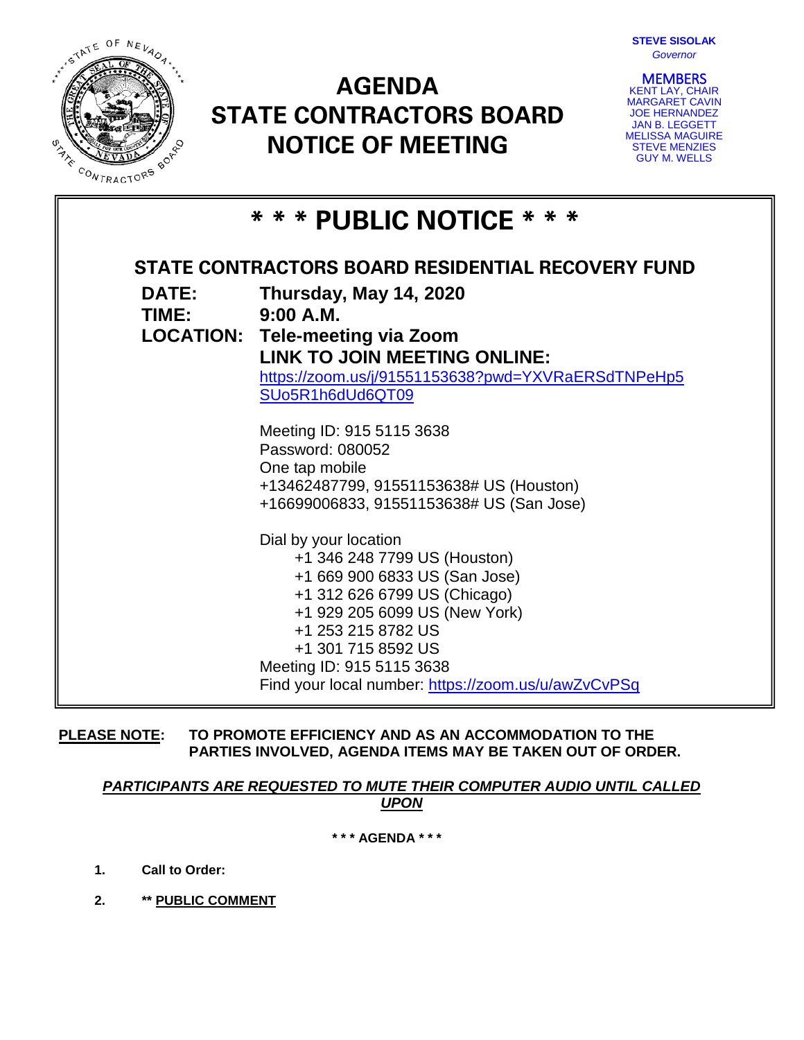**STEVE SISOLAK**
*Governor*

**MEMBERS**
KENT LAY, CHAIR
MARGARET CAVIN
JOE HERNANDEZ
JAN B. LEGGETT
MELISSA MAGUIRE
STEVE MENZIES
GUY M. WELLS

# AGENDA
# STATE CONTRACTORS BOARD
# NOTICE OF MEETING

## * * * PUBLIC NOTICE * * *

### STATE CONTRACTORS BOARD RESIDENTIAL RECOVERY FUND

**DATE:** **Thursday, May 14, 2020**

**TIME:** **9:00 A.M.**

**LOCATION:** **Tele-meeting via Zoom**

**LINK TO JOIN MEETING ONLINE:**

https://zoom.us/j/91551153638?pwd=YXVRaERSdTNPeHp5SUo5R1h6dUd6QT09

Meeting ID: 915 5115 3638
Password: 080052
One tap mobile
+13462487799, 91551153638# US (Houston)
+16699006833, 91551153638# US (San Jose)

Dial by your location
+1 346 248 7799 US (Houston)
+1 669 900 6833 US (San Jose)
+1 312 626 6799 US (Chicago)
+1 929 205 6099 US (New York)
+1 253 215 8782 US
+1 301 715 8592 US
Meeting ID: 915 5115 3638
Find your local number: https://zoom.us/u/awZvCvPSq

**PLEASE NOTE:** **TO PROMOTE EFFICIENCY AND AS AN ACCOMMODATION TO THE PARTIES INVOLVED, AGENDA ITEMS MAY BE TAKEN OUT OF ORDER.**

***PARTICIPANTS ARE REQUESTED TO MUTE THEIR COMPUTER AUDIO UNTIL CALLED UPON***

**\* \* \* AGENDA \* \* \***

1. **Call to Order:**

2. **\*\* PUBLIC COMMENT**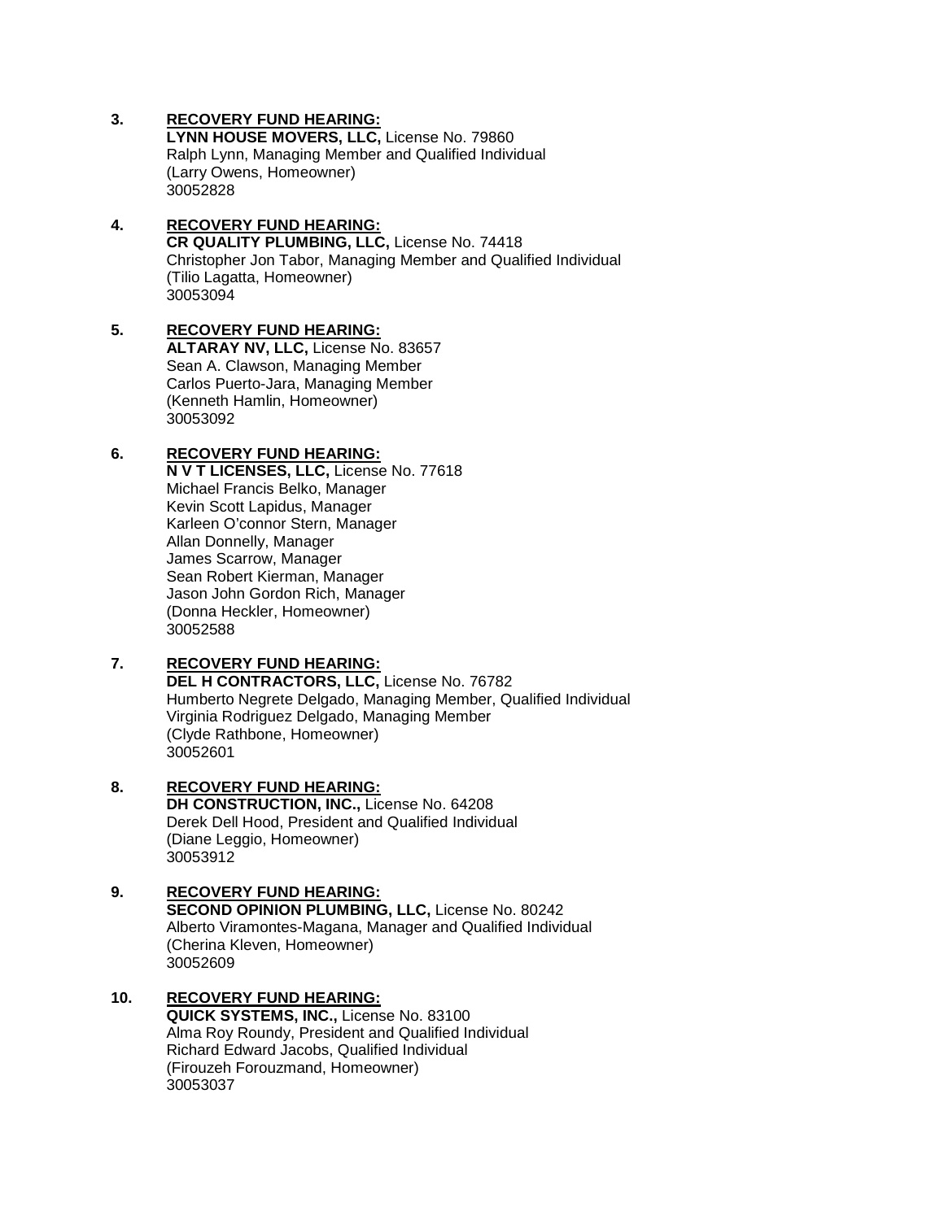3. **<u>RECOVERY FUND HEARING:</u>**
   **LYNN HOUSE MOVERS, LLC,** License No. 79860
   Ralph Lynn, Managing Member and Qualified Individual
   (Larry Owens, Homeowner)
   30052828

4. **<u>RECOVERY FUND HEARING:</u>**
   **CR QUALITY PLUMBING, LLC,** License No. 74418
   Christopher Jon Tabor, Managing Member and Qualified Individual
   (Tilio Lagatta, Homeowner)
   30053094

5. **<u>RECOVERY FUND HEARING:</u>**
   **ALTARAY NV, LLC,** License No. 83657
   Sean A. Clawson, Managing Member
   Carlos Puerto-Jara, Managing Member
   (Kenneth Hamlin, Homeowner)
   30053092

6. **<u>RECOVERY FUND HEARING:</u>**
   **N V T LICENSES, LLC,** License No. 77618
   Michael Francis Belko, Manager
   Kevin Scott Lapidus, Manager
   Karleen O'connor Stern, Manager
   Allan Donnelly, Manager
   James Scarrow, Manager
   Sean Robert Kierman, Manager
   Jason John Gordon Rich, Manager
   (Donna Heckler, Homeowner)
   30052588

7. **<u>RECOVERY FUND HEARING:</u>**
   **DEL H CONTRACTORS, LLC,** License No. 76782
   Humberto Negrete Delgado, Managing Member, Qualified Individual
   Virginia Rodriguez Delgado, Managing Member
   (Clyde Rathbone, Homeowner)
   30052601

8. **<u>RECOVERY FUND HEARING:</u>**
   **DH CONSTRUCTION, INC.,** License No. 64208
   Derek Dell Hood, President and Qualified Individual
   (Diane Leggio, Homeowner)
   30053912

9. **<u>RECOVERY FUND HEARING:</u>**
   **SECOND OPINION PLUMBING, LLC,** License No. 80242
   Alberto Viramontes-Magana, Manager and Qualified Individual
   (Cherina Kleven, Homeowner)
   30052609

10. **<u>RECOVERY FUND HEARING:</u>**
    **QUICK SYSTEMS, INC.,** License No. 83100
    Alma Roy Roundy, President and Qualified Individual
    Richard Edward Jacobs, Qualified Individual
    (Firouzeh Forouzmand, Homeowner)
    30053037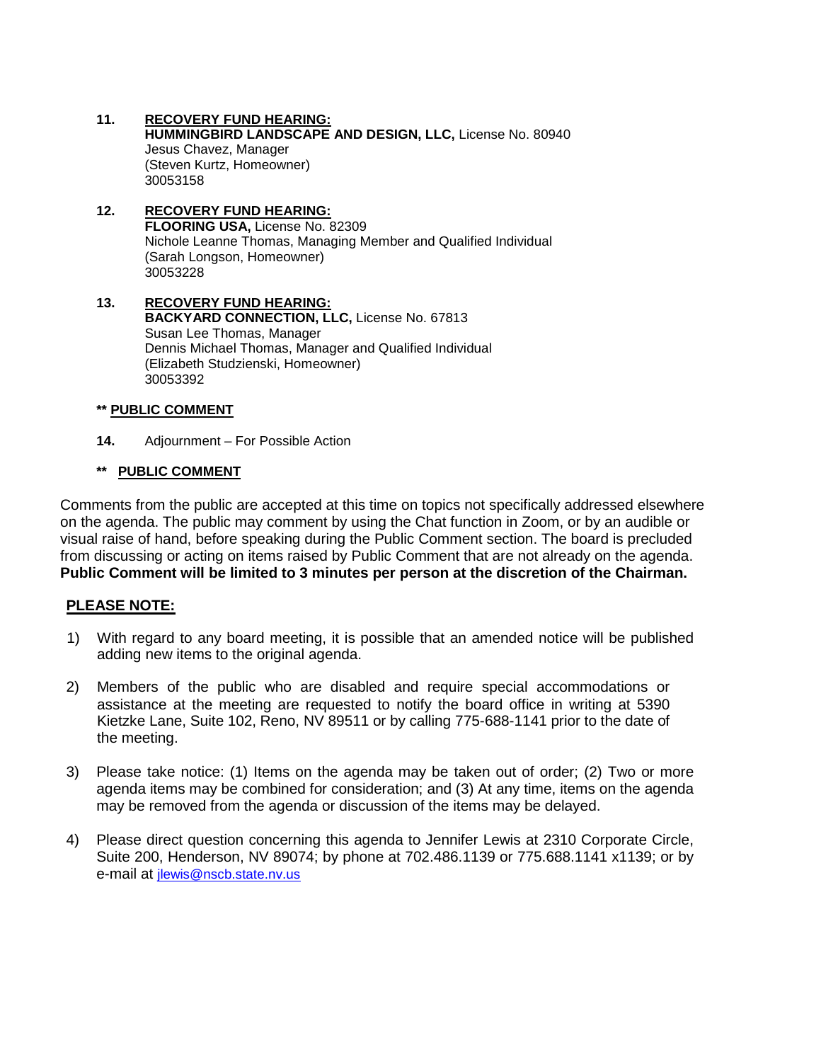**11.** **RECOVERY FUND HEARING:**
**HUMMINGBIRD LANDSCAPE AND DESIGN, LLC,** License No. 80940
Jesus Chavez, Manager
(Steven Kurtz, Homeowner)
30053158

**12.** **RECOVERY FUND HEARING:**
**FLOORING USA,** License No. 82309
Nichole Leanne Thomas, Managing Member and Qualified Individual
(Sarah Longson, Homeowner)
30053228

**13.** **RECOVERY FUND HEARING:**
**BACKYARD CONNECTION, LLC,** License No. 67813
Susan Lee Thomas, Manager
Dennis Michael Thomas, Manager and Qualified Individual
(Elizabeth Studzienski, Homeowner)
30053392

**\*\* PUBLIC COMMENT**

**14.** Adjournment – For Possible Action

**\*\* PUBLIC COMMENT**

Comments from the public are accepted at this time on topics not specifically addressed elsewhere on the agenda. The public may comment by using the Chat function in Zoom, or by an audible or visual raise of hand, before speaking during the Public Comment section. The board is precluded from discussing or acting on items raised by Public Comment that are not already on the agenda. **Public Comment will be limited to 3 minutes per person at the discretion of the Chairman.**

**PLEASE NOTE:**

1) With regard to any board meeting, it is possible that an amended notice will be published adding new items to the original agenda.

2) Members of the public who are disabled and require special accommodations or assistance at the meeting are requested to notify the board office in writing at 5390 Kietzke Lane, Suite 102, Reno, NV 89511 or by calling 775-688-1141 prior to the date of the meeting.

3) Please take notice: (1) Items on the agenda may be taken out of order; (2) Two or more agenda items may be combined for consideration; and (3) At any time, items on the agenda may be removed from the agenda or discussion of the items may be delayed.

4) Please direct question concerning this agenda to Jennifer Lewis at 2310 Corporate Circle, Suite 200, Henderson, NV 89074; by phone at 702.486.1139 or 775.688.1141 x1139; or by e-mail at jlewis@nscb.state.nv.us